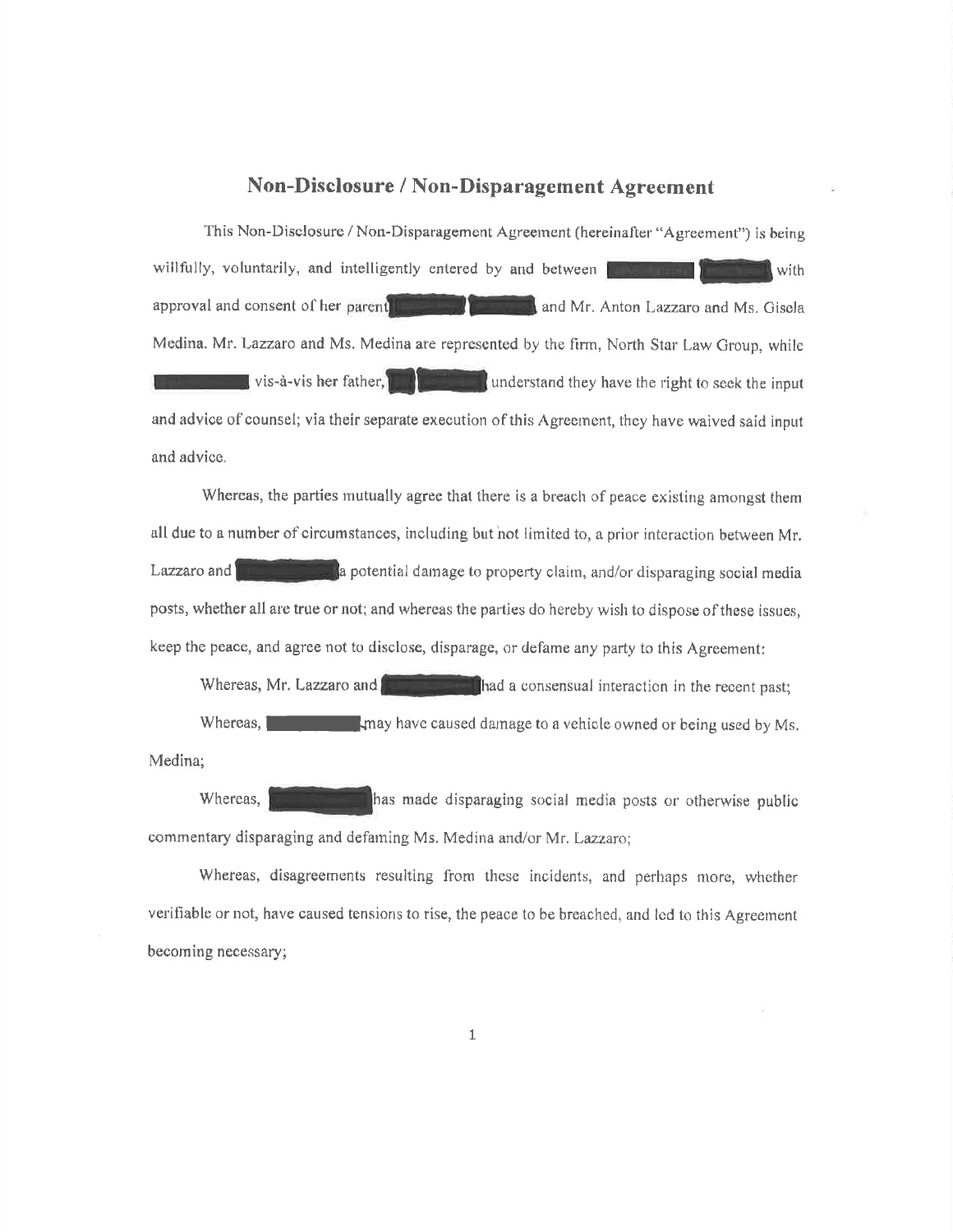## Non-Disclosure / Non-Disparagement Agreement

This Non-Disclosure / Non-Disparagement Agreement (hereinafter "Agreement") is being willfully, voluntarily, and intelligently entered by and between [REDACTED] [REDACTED] with approval and consent of her parent [REDACTED] [REDACTED] and Mr. Anton Lazzaro and Ms. Gisela Medina. Mr. Lazzaro and Ms. Medina are represented by the firm, North Star Law Group, while [REDACTED] vis-à-vis her father, [REDACTED] [REDACTED] understand they have the right to seek the input and advice of counsel; via their separate execution of this Agreement, they have waived said input and advice.

Whereas, the parties mutually agree that there is a breach of peace existing amongst them all due to a number of circumstances, including but not limited to, a prior interaction between Mr. Lazzaro and [REDACTED] a potential damage to property claim, and/or disparaging social media posts, whether all are true or not; and whereas the parties do hereby wish to dispose of these issues, keep the peace, and agree not to disclose, disparage, or defame any party to this Agreement:

Whereas, Mr. Lazzaro and [REDACTED] had a consensual interaction in the recent past;

Whereas, [REDACTED] may have caused damage to a vehicle owned or being used by Ms. Medina;

Whereas, [REDACTED] has made disparaging social media posts or otherwise public commentary disparaging and defaming Ms. Medina and/or Mr. Lazzaro;

Whereas, disagreements resulting from these incidents, and perhaps more, whether verifiable or not, have caused tensions to rise, the peace to be breached, and led to this Agreement becoming necessary;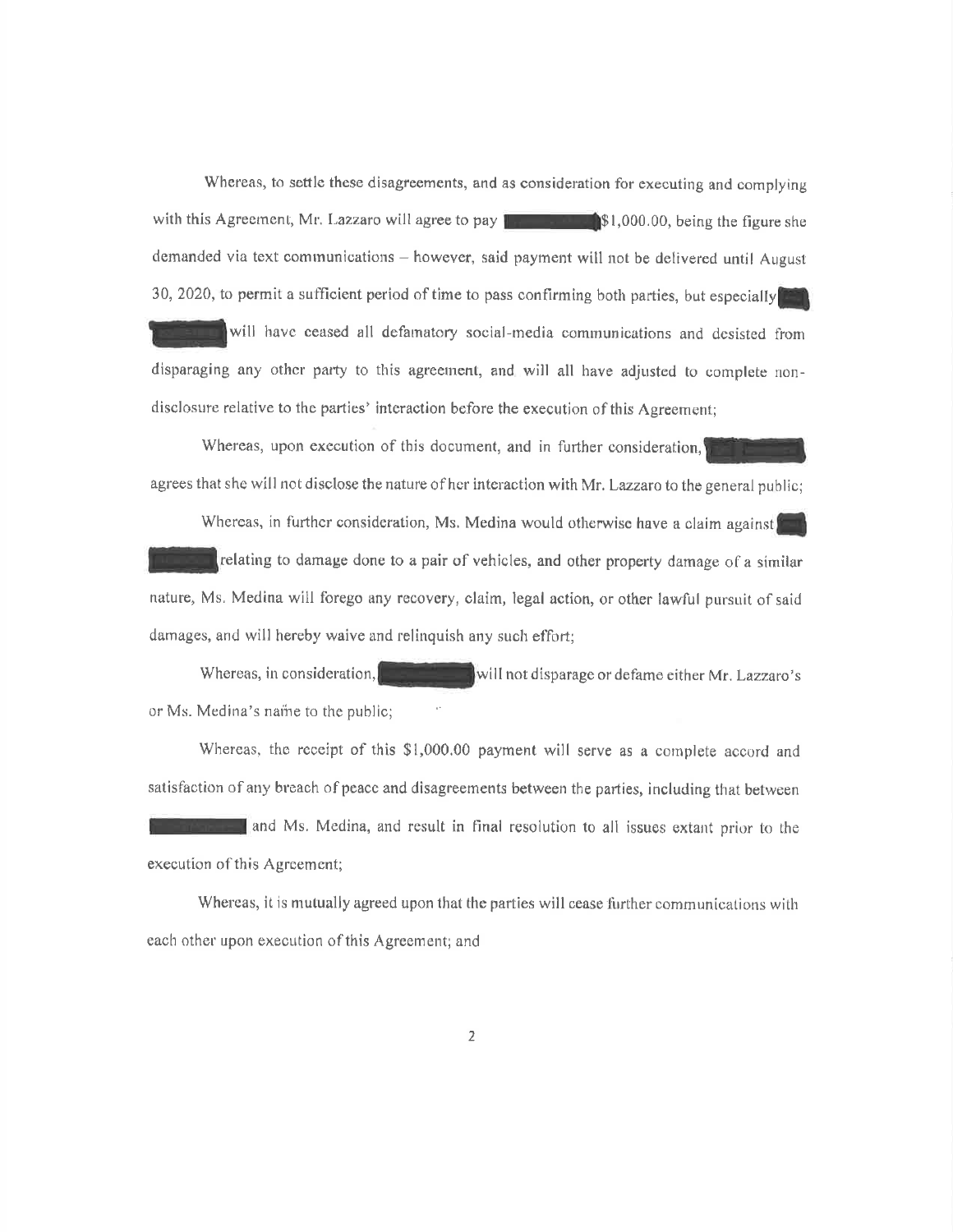Whereas, to settle these disagreements, and as consideration for executing and complying with this Agreement, Mr. Lazzaro will agree to pay [REDACTED] $1,000.00, being the figure she demanded via text communications – however, said payment will not be delivered until August 30, 2020, to permit a sufficient period of time to pass confirming both parties, but especially [REDACTED] will have ceased all defamatory social-media communications and desisted from disparaging any other party to this agreement, and will all have adjusted to complete non-disclosure relative to the parties' interaction before the execution of this Agreement;

Whereas, upon execution of this document, and in further consideration, [REDACTED] agrees that she will not disclose the nature of her interaction with Mr. Lazzaro to the general public;

Whereas, in further consideration, Ms. Medina would otherwise have a claim against [REDACTED] relating to damage done to a pair of vehicles, and other property damage of a similar nature, Ms. Medina will forego any recovery, claim, legal action, or other lawful pursuit of said damages, and will hereby waive and relinquish any such effort;

Whereas, in consideration, [REDACTED] will not disparage or defame either Mr. Lazzaro's or Ms. Medina's name to the public;

Whereas, the receipt of this $1,000.00 payment will serve as a complete accord and satisfaction of any breach of peace and disagreements between the parties, including that between [REDACTED] and Ms. Medina, and result in final resolution to all issues extant prior to the execution of this Agreement;

Whereas, it is mutually agreed upon that the parties will cease further communications with each other upon execution of this Agreement; and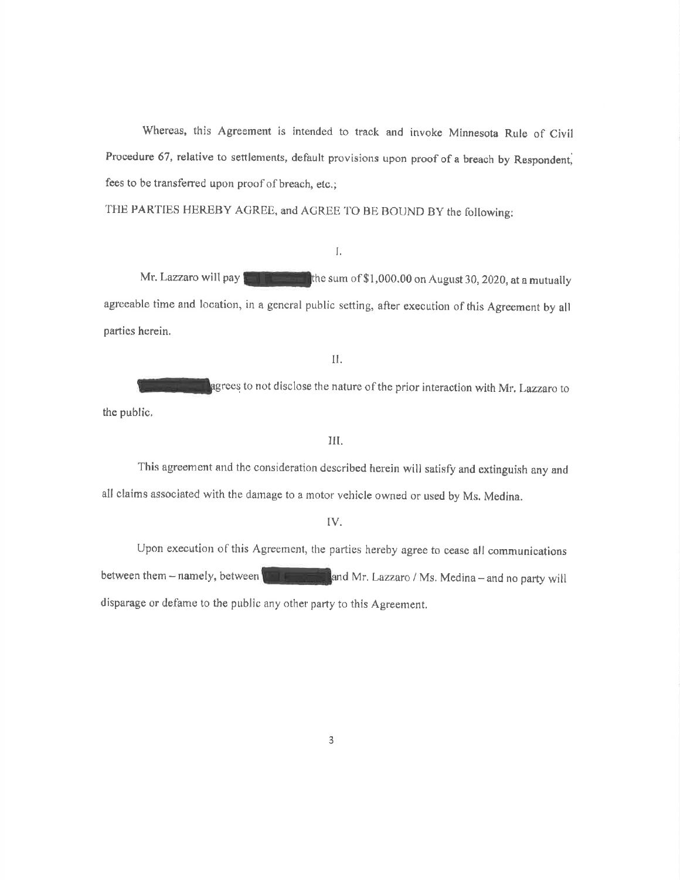Whereas, this Agreement is intended to track and invoke Minnesota Rule of Civil Procedure 67, relative to settlements, default provisions upon proof of a breach by Respondent, fees to be transferred upon proof of breach, etc.;

THE PARTIES HEREBY AGREE, and AGREE TO BE BOUND BY the following:

I.

Mr. Lazzaro will pay [REDACTED] the sum of $1,000.00 on August 30, 2020, at a mutually agreeable time and location, in a general public setting, after execution of this Agreement by all parties herein.

II.

[REDACTED] agrees to not disclose the nature of the prior interaction with Mr. Lazzaro to the public.

III.

This agreement and the consideration described herein will satisfy and extinguish any and all claims associated with the damage to a motor vehicle owned or used by Ms. Medina.

IV.

Upon execution of this Agreement, the parties hereby agree to cease all communications between them – namely, between [REDACTED] and Mr. Lazzaro / Ms. Medina – and no party will disparage or defame to the public any other party to this Agreement.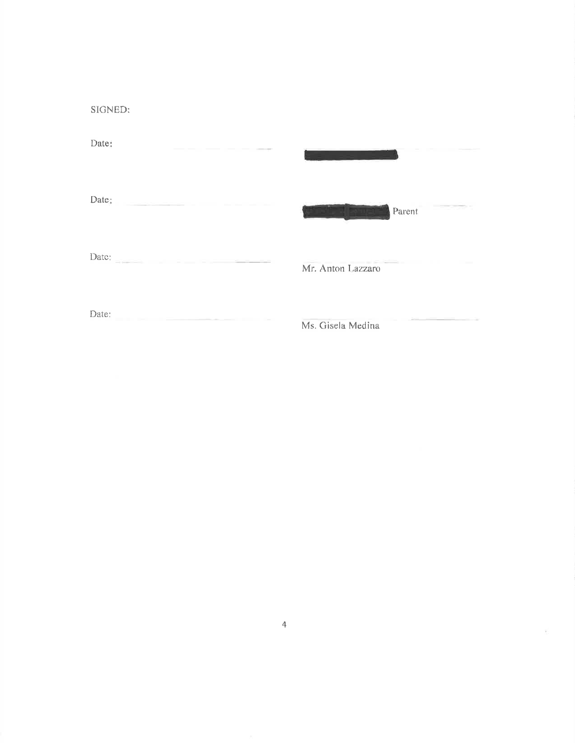SIGNED:

Date: \_\_\_\_\_\_\_\_\_\_\_\_\_\_\_\_\_\_\_\_ \_\_\_\_\_\_\_\_\_\_\_\_\_\_\_\_\_\_\_\_

Date: \_\_\_\_\_\_\_\_\_\_\_\_\_\_\_\_\_\_\_\_ Parent

Date: \_\_\_\_\_\_\_\_\_\_\_\_\_\_\_\_\_\_\_\_ Mr. Anton Lazzaro

Date: \_\_\_\_\_\_\_\_\_\_\_\_\_\_\_\_\_\_\_\_ Ms. Gisela Medina